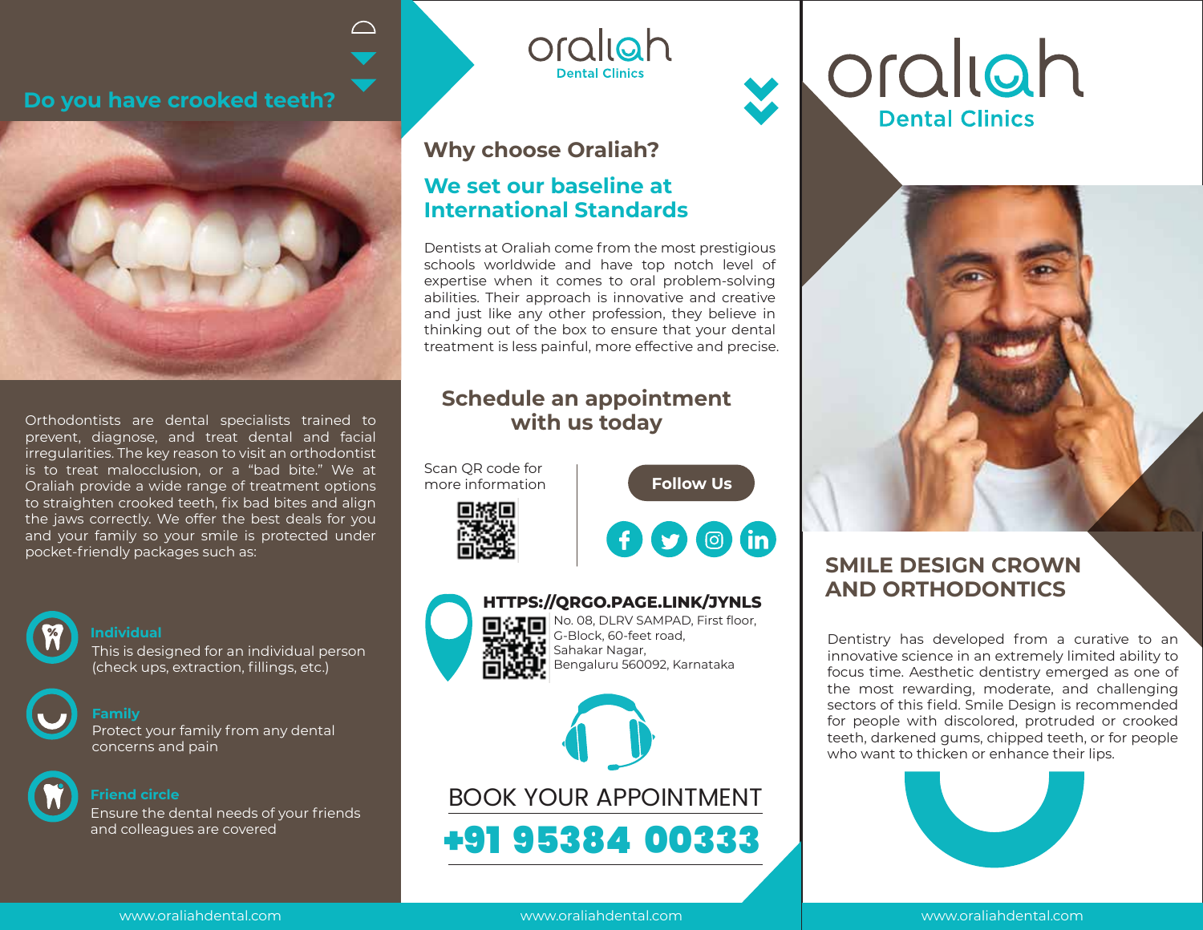## Do you have crooked teeth?

Orthodontists are dental specialists trained to prevent, diagnose, and treat dental and facial irregularities. The key reason to visit an orthodontist is to treat malocclusion, or a "bad bite." We at Oraliah provide a wide range of treatment options to straighten crooked teeth, fix bad bites and align the jaws correctly. We offer the best deals for you and your family so your smile is protected under pocket-friendly packages such as:

**Individual**
This is designed for an individual person (check ups, extraction, fillings, etc.)

**Family**
Protect your family from any dental concerns and pain

**Friend circle**
Ensure the dental needs of your friends and colleagues are covered

www.oraliahdental.com

oraliah
Dental Clinics

## Why choose Oraliah?

### We set our baseline at International Standards

Dentists at Oraliah come from the most prestigious schools worldwide and have top notch level of expertise when it comes to oral problem-solving abilities. Their approach is innovative and creative and just like any other profession, they believe in thinking out of the box to ensure that your dental treatment is less painful, more effective and precise.

### Schedule an appointment with us today

Scan QR code for more information

**Follow Us**

**HTTPS://QRGO.PAGE.LINK/JYNLS**

No. 08, DLRV SAMPAD, First floor,
G-Block, 60-feet road,
Sahakar Nagar,
Bengaluru 560092, Karnataka

BOOK YOUR APPOINTMENT

**+91 95384 00333**

www.oraliahdental.com

# oraliah
Dental Clinics

## SMILE DESIGN CROWN AND ORTHODONTICS

Dentistry has developed from a curative to an innovative science in an extremely limited ability to focus time. Aesthetic dentistry emerged as one of the most rewarding, moderate, and challenging sectors of this field. Smile Design is recommended for people with discolored, protruded or crooked teeth, darkened gums, chipped teeth, or for people who want to thicken or enhance their lips.

www.oraliahdental.com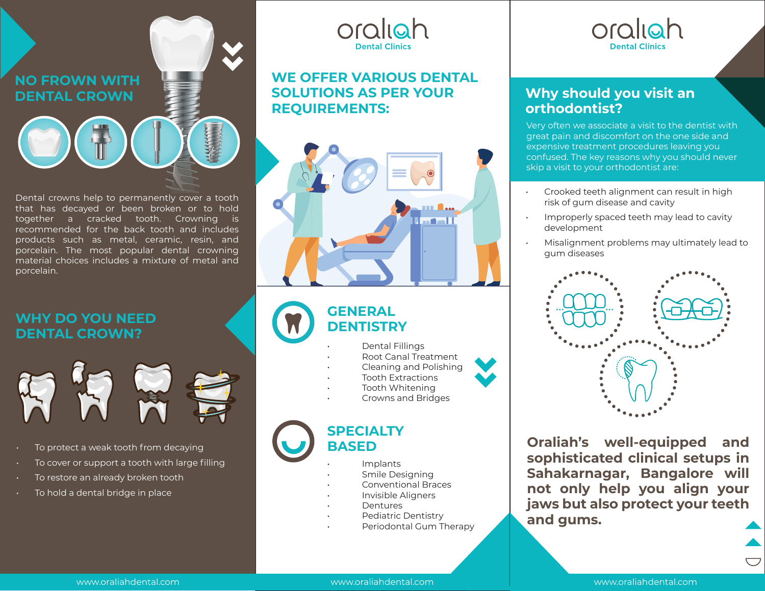## NO FROWN WITH DENTAL CROWN

Dental crowns help to permanently cover a tooth that has decayed or been broken or to hold together a cracked tooth. Crowning is recommended for the back tooth and includes products such as metal, ceramic, resin, and porcelain. The most popular dental crowning material choices includes a mixture of metal and porcelain.

## WHY DO YOU NEED DENTAL CROWN?

- To protect a weak tooth from decaying
- To cover or support a tooth with large filling
- To restore an already broken tooth
- To hold a dental bridge in place

www.oraliahdental.com

oraliah
Dental Clinics

## WE OFFER VARIOUS DENTAL SOLUTIONS AS PER YOUR REQUIREMENTS:

### GENERAL DENTISTRY

- Dental Fillings
- Root Canal Treatment
- Cleaning and Polishing
- Tooth Extractions
- Tooth Whitening
- Crowns and Bridges

### SPECIALTY BASED

- Implants
- Smile Designing
- Conventional Braces
- Invisible Aligners
- Dentures
- Pediatric Dentistry
- Periodontal Gum Therapy

www.oraliahdental.com

oraliah
Dental Clinics

## Why should you visit an orthodontist?

Very often we associate a visit to the dentist with great pain and discomfort on the one side and expensive treatment procedures leaving you confused. The key reasons why you should never skip a visit to your orthodontist are:

- Crooked teeth alignment can result in high risk of gum disease and cavity
- Improperly spaced teeth may lead to cavity development
- Misalignment problems may ultimately lead to gum diseases

**Oraliah's well-equipped and sophisticated clinical setups in Sahakarnagar, Bangalore will not only help you align your jaws but also protect your teeth and gums.**

www.oraliahdental.com